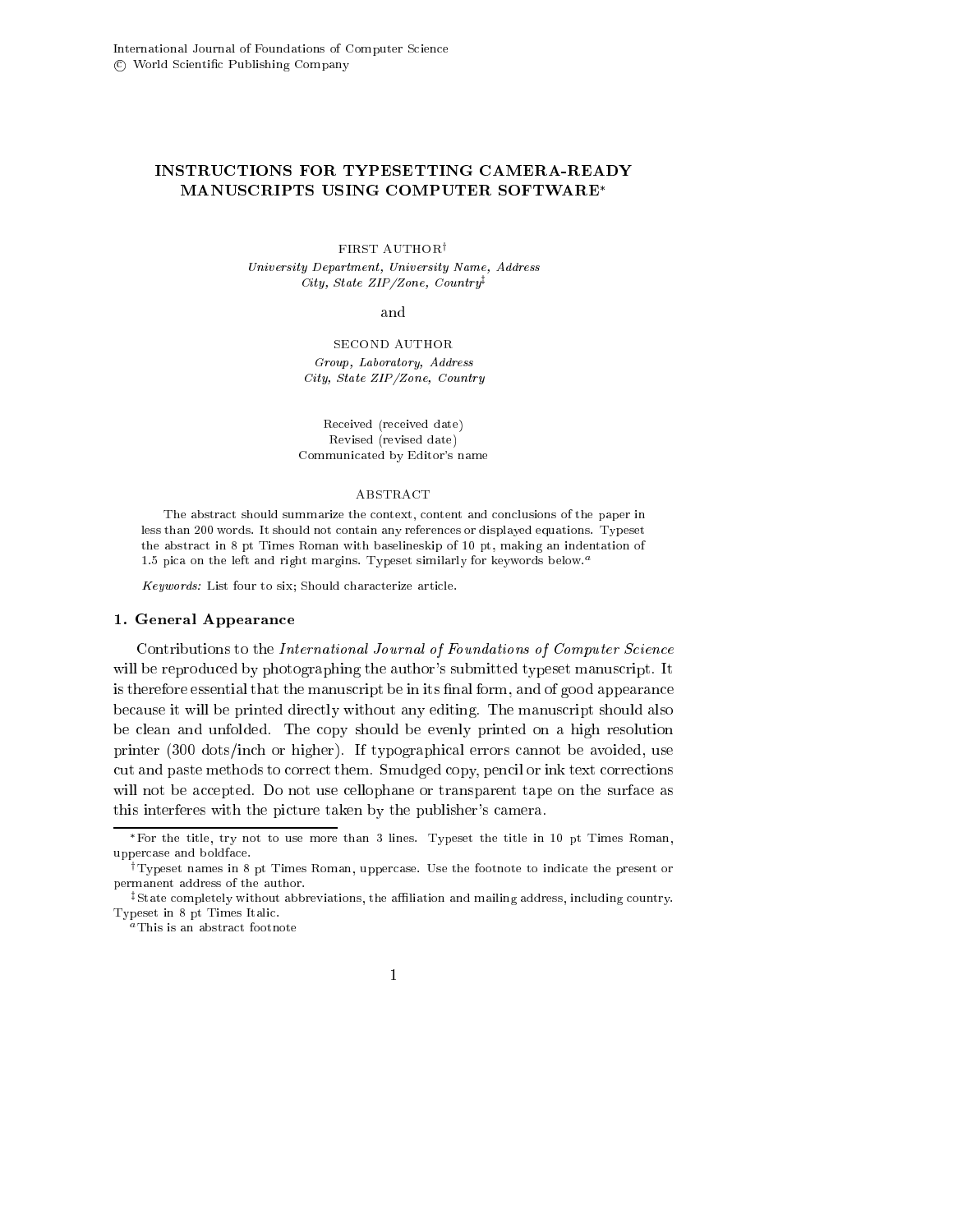International Journal of Foundations of Computer Science
© World Scientific Publishing Company

# INSTRUCTIONS FOR TYPESETTING CAMERA-READY MANUSCRIPTS USING COMPUTER SOFTWARE[*]

FIRST AUTHOR[†]
*University Department, University Name, Address*
*City, State ZIP/Zone, Country*[‡]

and

SECOND AUTHOR
*Group, Laboratory, Address*
*City, State ZIP/Zone, Country*

Received (received date)
Revised (revised date)
Communicated by Editor's name

ABSTRACT

The abstract should summarize the context, content and conclusions of the paper in less than 200 words. It should not contain any references or displayed equations. Typeset the abstract in 8 pt Times Roman with baselineskip of 10 pt, making an indentation of 1.5 pica on the left and right margins. Typeset similarly for keywords below.[a]

*Keywords:* List four to six; Should characterize article.

## 1. General Appearance

Contributions to the *International Journal of Foundations of Computer Science* will be reproduced by photographing the author's submitted typeset manuscript. It is therefore essential that the manuscript be in its final form, and of good appearance because it will be printed directly without any editing. The manuscript should also be clean and unfolded. The copy should be evenly printed on a high resolution printer (300 dots/inch or higher). If typographical errors cannot be avoided, use cut and paste methods to correct them. Smudged copy, pencil or ink text corrections will not be accepted. Do not use cellophane or transparent tape on the surface as this interferes with the picture taken by the publisher's camera.

---

[*] For the title, try not to use more than 3 lines. Typeset the title in 10 pt Times Roman, uppercase and boldface.

[†] Typeset names in 8 pt Times Roman, uppercase. Use the footnote to indicate the present or permanent address of the author.

[‡] State completely without abbreviations, the affiliation and mailing address, including country. Typeset in 8 pt Times Italic.

[a] This is an abstract footnote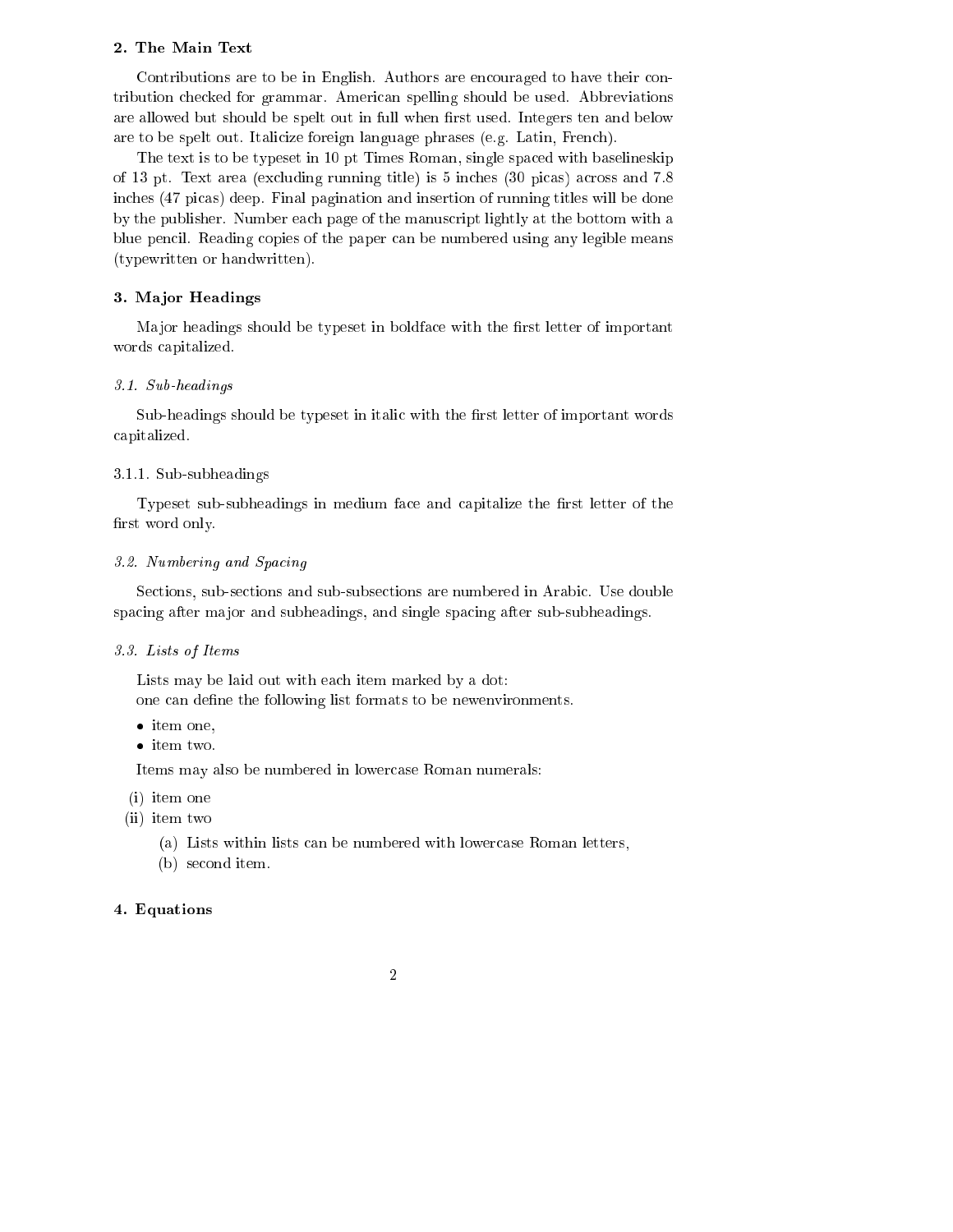## 2. The Main Text

Contributions are to be in English. Authors are encouraged to have their contribution checked for grammar. American spelling should be used. Abbreviations are allowed but should be spelt out in full when first used. Integers ten and below are to be spelt out. Italicize foreign language phrases (e.g. Latin, French).

The text is to be typeset in 10 pt Times Roman, single spaced with baselineskip of 13 pt. Text area (excluding running title) is 5 inches (30 picas) across and 7.8 inches (47 picas) deep. Final pagination and insertion of running titles will be done by the publisher. Number each page of the manuscript lightly at the bottom with a blue pencil. Reading copies of the paper can be numbered using any legible means (typewritten or handwritten).

## 3. Major Headings

Major headings should be typeset in boldface with the first letter of important words capitalized.

### *3.1. Sub-headings*

Sub-headings should be typeset in italic with the first letter of important words capitalized.

#### 3.1.1. Sub-subheadings

Typeset sub-subheadings in medium face and capitalize the first letter of the first word only.

### *3.2. Numbering and Spacing*

Sections, sub-sections and sub-subsections are numbered in Arabic. Use double spacing after major and subheadings, and single spacing after sub-subheadings.

### *3.3. Lists of Items*

Lists may be laid out with each item marked by a dot:
one can define the following list formats to be newenvironments.

- item one,
- item two.

Items may also be numbered in lowercase Roman numerals:

(i) item one
(ii) item two
    (a) Lists within lists can be numbered with lowercase Roman letters,
    (b) second item.

## 4. Equations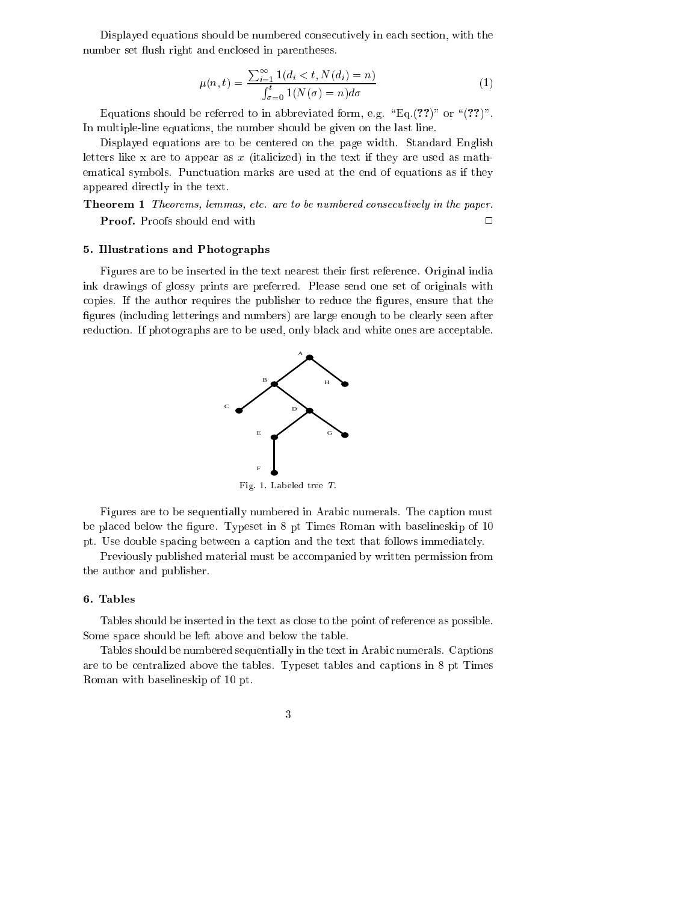Displayed equations should be numbered consecutively in each section, with the number set flush right and enclosed in parentheses.

$$\mu(n,t) = \frac{\sum_{i=1}^{\infty} 1(d_i < t, N(d_i) = n)}{\int_{\sigma=0}^{t} 1(N(\sigma) = n) d\sigma} \tag{1}$$

Equations should be referred to in abbreviated form, e.g. "Eq.(**??**)" or "(**??**)". In multiple-line equations, the number should be given on the last line.

Displayed equations are to be centered on the page width. Standard English letters like x are to appear as $x$ (italicized) in the text if they are used as mathematical symbols. Punctuation marks are used at the end of equations as if they appeared directly in the text.

**Theorem 1** *Theorems, lemmas, etc. are to be numbered consecutively in the paper.*

**Proof.** Proofs should end with □

### 5. Illustrations and Photographs

Figures are to be inserted in the text nearest their first reference. Original india ink drawings of glossy prints are preferred. Please send one set of originals with copies. If the author requires the publisher to reduce the figures, ensure that the figures (including letterings and numbers) are large enough to be clearly seen after reduction. If photographs are to be used, only black and white ones are acceptable.

Fig. 1. Labeled tree $T$.

Figures are to be sequentially numbered in Arabic numerals. The caption must be placed below the figure. Typeset in 8 pt Times Roman with baselineskip of 10 pt. Use double spacing between a caption and the text that follows immediately.

Previously published material must be accompanied by written permission from the author and publisher.

### 6. Tables

Tables should be inserted in the text as close to the point of reference as possible. Some space should be left above and below the table.

Tables should be numbered sequentially in the text in Arabic numerals. Captions are to be centralized above the tables. Typeset tables and captions in 8 pt Times Roman with baselineskip of 10 pt.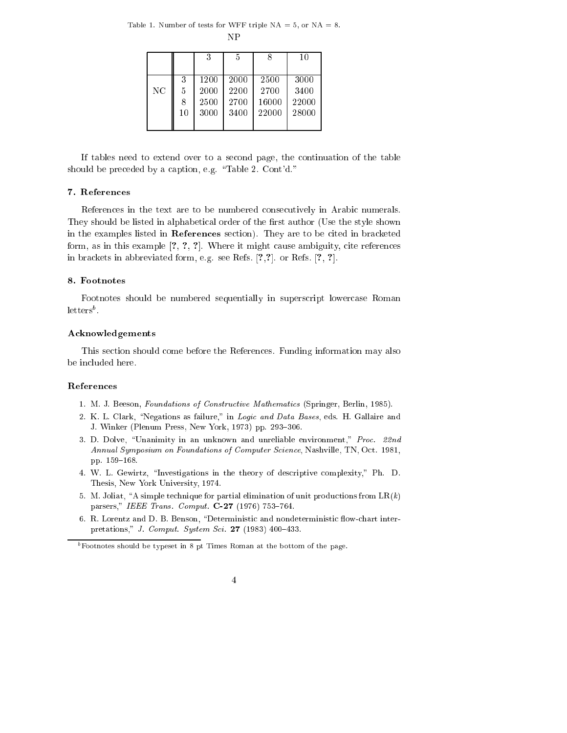Table 1. Number of tests for WFF triple NA = 5, or NA = 8.

| | | NP | | | |
|---|---|---|---|---|---|
| | | 3 | 5 | 8 | 10 |
| NC | 3 | 1200 | 2000 | 2500 | 3000 |
| | 5 | 2000 | 2200 | 2700 | 3400 |
| | 8 | 2500 | 2700 | 16000 | 22000 |
| | 10 | 3000 | 3400 | 22000 | 28000 |

If tables need to extend over to a second page, the continuation of the table should be preceded by a caption, e.g. "Table 2. Cont'd."

### 7. References

References in the text are to be numbered consecutively in Arabic numerals. They should be listed in alphabetical order of the first author (Use the style shown in the examples listed in **References** section). They are to be cited in bracketed form, as in this example [**?**, **?**, **?**]. Where it might cause ambiguity, cite references in brackets in abbreviated form, e.g. see Refs. [**?**,**?**]. or Refs. [**?**, **?**].

### 8. Footnotes

Footnotes should be numbered sequentially in superscript lowercase Roman letters[b].

### Acknowledgements

This section should come before the References. Funding information may also be included here.

### References

1. M. J. Beeson, *Foundations of Constructive Mathematics* (Springer, Berlin, 1985).
2. K. L. Clark, "Negations as failure," in *Logic and Data Bases*, eds. H. Gallaire and J. Winker (Plenum Press, New York, 1973) pp. 293–306.
3. D. Dolve, "Unanimity in an unknown and unreliable environment," *Proc. 22nd Annual Symposium on Foundations of Computer Science*, Nashville, TN, Oct. 1981, pp. 159–168.
4. W. L. Gewirtz, "Investigations in the theory of descriptive complexity," Ph. D. Thesis, New York University, 1974.
5. M. Joliat, "A simple technique for partial elimination of unit productions from LR($k$) parsers," *IEEE Trans. Comput.* **C-27** (1976) 753–764.
6. R. Lorentz and D. B. Benson, "Deterministic and nondeterministic flow-chart interpretations," *J. Comput. System Sci.* **27** (1983) 400–433.

[b] Footnotes should be typeset in 8 pt Times Roman at the bottom of the page.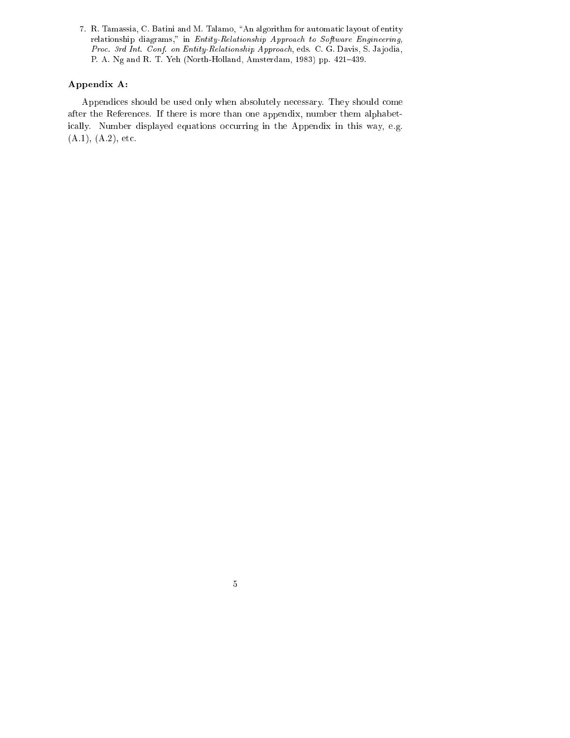7. R. Tamassia, C. Batini and M. Talamo, "An algorithm for automatic layout of entity relationship diagrams," in *Entity-Relationship Approach to Software Engineering, Proc. 3rd Int. Conf. on Entity-Relationship Approach*, eds. C. G. Davis, S. Jajodia, P. A. Ng and R. T. Yeh (North-Holland, Amsterdam, 1983) pp. 421–439.

### Appendix A:

Appendices should be used only when absolutely necessary. They should come after the References. If there is more than one appendix, number them alphabetically. Number displayed equations occurring in the Appendix in this way, e.g. (A.1), (A.2), etc.